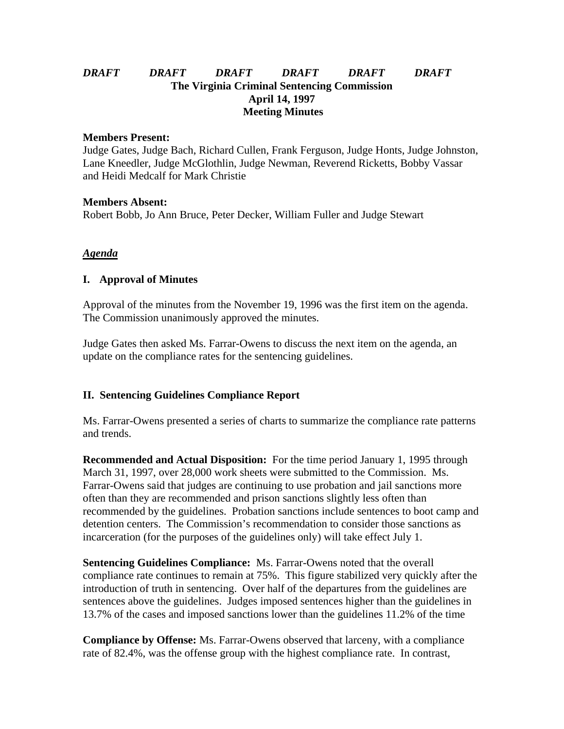***DRAFT DRAFT DRAFT DRAFT DRAFT DRAFT***

**The Virginia Criminal Sentencing Commission**
**April 14, 1997**
**Meeting Minutes**

**Members Present:**
Judge Gates, Judge Bach, Richard Cullen, Frank Ferguson, Judge Honts, Judge Johnston, Lane Kneedler, Judge McGlothlin, Judge Newman, Reverend Ricketts, Bobby Vassar and Heidi Medcalf for Mark Christie

**Members Absent:**
Robert Bobb, Jo Ann Bruce, Peter Decker, William Fuller and Judge Stewart

***Agenda***

## I. Approval of Minutes

Approval of the minutes from the November 19, 1996 was the first item on the agenda. The Commission unanimously approved the minutes.

Judge Gates then asked Ms. Farrar-Owens to discuss the next item on the agenda, an update on the compliance rates for the sentencing guidelines.

## II. Sentencing Guidelines Compliance Report

Ms. Farrar-Owens presented a series of charts to summarize the compliance rate patterns and trends.

**Recommended and Actual Disposition:** For the time period January 1, 1995 through March 31, 1997, over 28,000 work sheets were submitted to the Commission. Ms. Farrar-Owens said that judges are continuing to use probation and jail sanctions more often than they are recommended and prison sanctions slightly less often than recommended by the guidelines. Probation sanctions include sentences to boot camp and detention centers. The Commission's recommendation to consider those sanctions as incarceration (for the purposes of the guidelines only) will take effect July 1.

**Sentencing Guidelines Compliance:** Ms. Farrar-Owens noted that the overall compliance rate continues to remain at 75%. This figure stabilized very quickly after the introduction of truth in sentencing. Over half of the departures from the guidelines are sentences above the guidelines. Judges imposed sentences higher than the guidelines in 13.7% of the cases and imposed sanctions lower than the guidelines 11.2% of the time

**Compliance by Offense:** Ms. Farrar-Owens observed that larceny, with a compliance rate of 82.4%, was the offense group with the highest compliance rate. In contrast,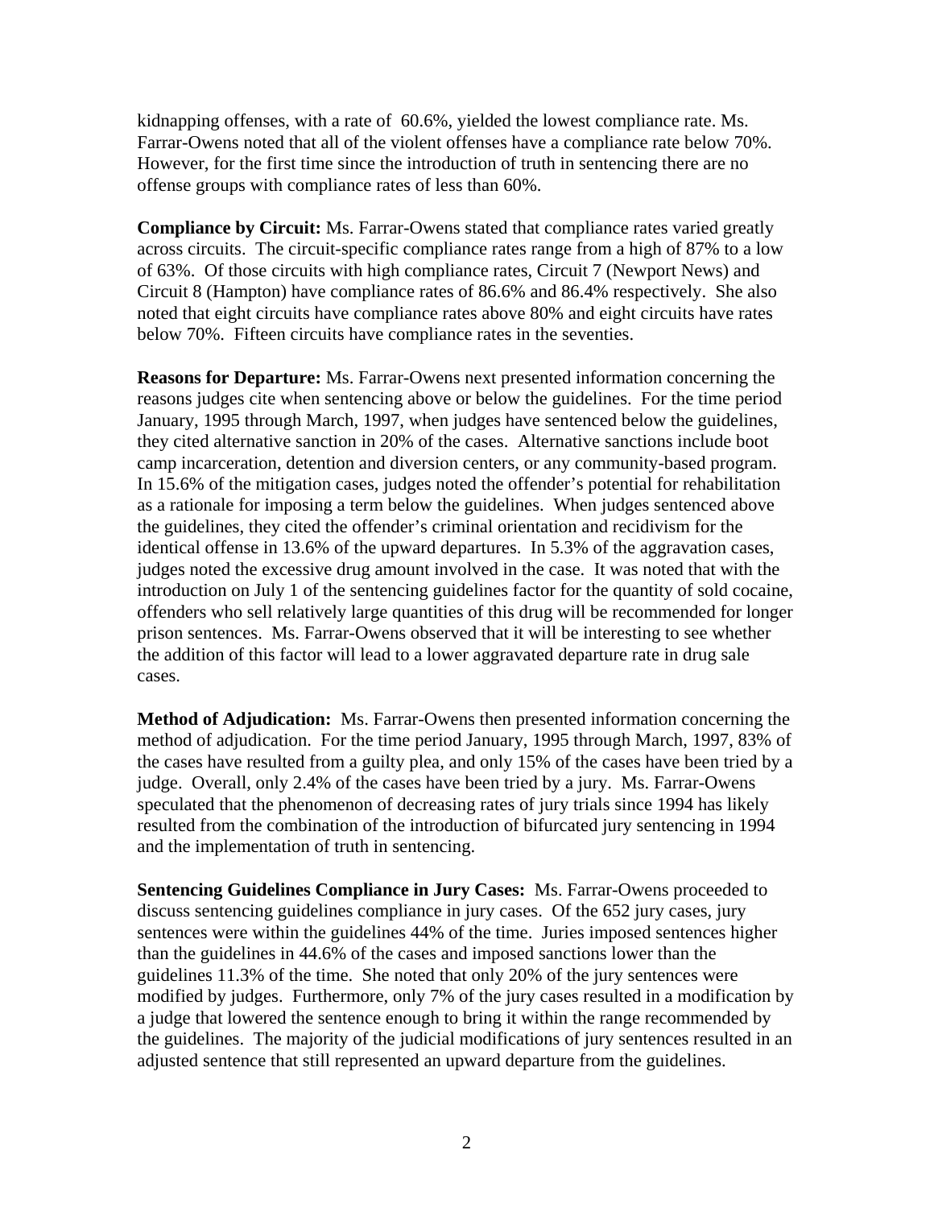kidnapping offenses, with a rate of 60.6%, yielded the lowest compliance rate. Ms. Farrar-Owens noted that all of the violent offenses have a compliance rate below 70%. However, for the first time since the introduction of truth in sentencing there are no offense groups with compliance rates of less than 60%.

**Compliance by Circuit:** Ms. Farrar-Owens stated that compliance rates varied greatly across circuits. The circuit-specific compliance rates range from a high of 87% to a low of 63%. Of those circuits with high compliance rates, Circuit 7 (Newport News) and Circuit 8 (Hampton) have compliance rates of 86.6% and 86.4% respectively. She also noted that eight circuits have compliance rates above 80% and eight circuits have rates below 70%. Fifteen circuits have compliance rates in the seventies.

**Reasons for Departure:** Ms. Farrar-Owens next presented information concerning the reasons judges cite when sentencing above or below the guidelines. For the time period January, 1995 through March, 1997, when judges have sentenced below the guidelines, they cited alternative sanction in 20% of the cases. Alternative sanctions include boot camp incarceration, detention and diversion centers, or any community-based program. In 15.6% of the mitigation cases, judges noted the offender's potential for rehabilitation as a rationale for imposing a term below the guidelines. When judges sentenced above the guidelines, they cited the offender's criminal orientation and recidivism for the identical offense in 13.6% of the upward departures. In 5.3% of the aggravation cases, judges noted the excessive drug amount involved in the case. It was noted that with the introduction on July 1 of the sentencing guidelines factor for the quantity of sold cocaine, offenders who sell relatively large quantities of this drug will be recommended for longer prison sentences. Ms. Farrar-Owens observed that it will be interesting to see whether the addition of this factor will lead to a lower aggravated departure rate in drug sale cases.

**Method of Adjudication:** Ms. Farrar-Owens then presented information concerning the method of adjudication. For the time period January, 1995 through March, 1997, 83% of the cases have resulted from a guilty plea, and only 15% of the cases have been tried by a judge. Overall, only 2.4% of the cases have been tried by a jury. Ms. Farrar-Owens speculated that the phenomenon of decreasing rates of jury trials since 1994 has likely resulted from the combination of the introduction of bifurcated jury sentencing in 1994 and the implementation of truth in sentencing.

**Sentencing Guidelines Compliance in Jury Cases:** Ms. Farrar-Owens proceeded to discuss sentencing guidelines compliance in jury cases. Of the 652 jury cases, jury sentences were within the guidelines 44% of the time. Juries imposed sentences higher than the guidelines in 44.6% of the cases and imposed sanctions lower than the guidelines 11.3% of the time. She noted that only 20% of the jury sentences were modified by judges. Furthermore, only 7% of the jury cases resulted in a modification by a judge that lowered the sentence enough to bring it within the range recommended by the guidelines. The majority of the judicial modifications of jury sentences resulted in an adjusted sentence that still represented an upward departure from the guidelines.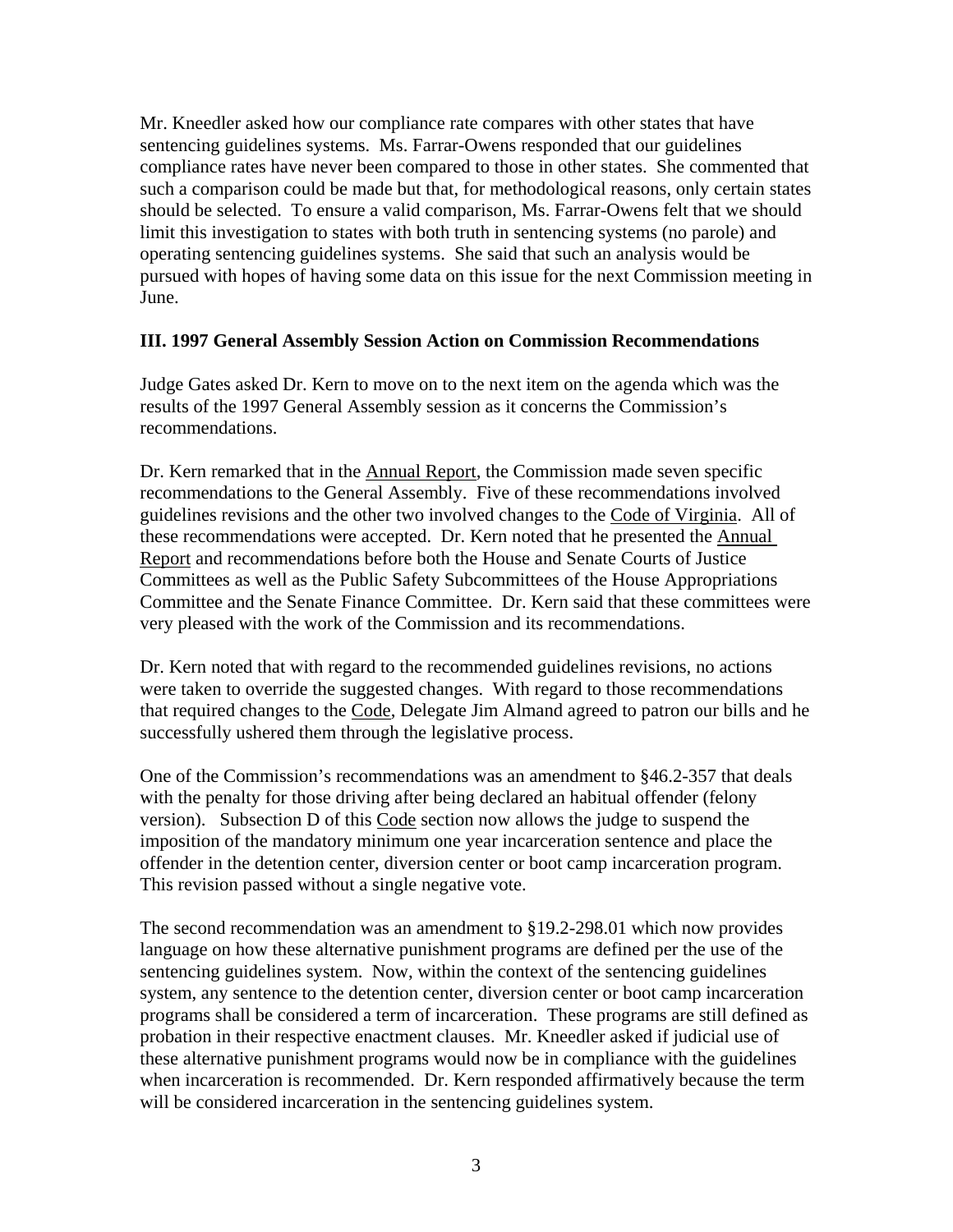Mr. Kneedler asked how our compliance rate compares with other states that have sentencing guidelines systems. Ms. Farrar-Owens responded that our guidelines compliance rates have never been compared to those in other states. She commented that such a comparison could be made but that, for methodological reasons, only certain states should be selected. To ensure a valid comparison, Ms. Farrar-Owens felt that we should limit this investigation to states with both truth in sentencing systems (no parole) and operating sentencing guidelines systems. She said that such an analysis would be pursued with hopes of having some data on this issue for the next Commission meeting in June.

**III. 1997 General Assembly Session Action on Commission Recommendations**

Judge Gates asked Dr. Kern to move on to the next item on the agenda which was the results of the 1997 General Assembly session as it concerns the Commission's recommendations.

Dr. Kern remarked that in the Annual Report, the Commission made seven specific recommendations to the General Assembly. Five of these recommendations involved guidelines revisions and the other two involved changes to the Code of Virginia. All of these recommendations were accepted. Dr. Kern noted that he presented the Annual Report and recommendations before both the House and Senate Courts of Justice Committees as well as the Public Safety Subcommittees of the House Appropriations Committee and the Senate Finance Committee. Dr. Kern said that these committees were very pleased with the work of the Commission and its recommendations.

Dr. Kern noted that with regard to the recommended guidelines revisions, no actions were taken to override the suggested changes. With regard to those recommendations that required changes to the Code, Delegate Jim Almand agreed to patron our bills and he successfully ushered them through the legislative process.

One of the Commission's recommendations was an amendment to §46.2-357 that deals with the penalty for those driving after being declared an habitual offender (felony version). Subsection D of this Code section now allows the judge to suspend the imposition of the mandatory minimum one year incarceration sentence and place the offender in the detention center, diversion center or boot camp incarceration program. This revision passed without a single negative vote.

The second recommendation was an amendment to §19.2-298.01 which now provides language on how these alternative punishment programs are defined per the use of the sentencing guidelines system. Now, within the context of the sentencing guidelines system, any sentence to the detention center, diversion center or boot camp incarceration programs shall be considered a term of incarceration. These programs are still defined as probation in their respective enactment clauses. Mr. Kneedler asked if judicial use of these alternative punishment programs would now be in compliance with the guidelines when incarceration is recommended. Dr. Kern responded affirmatively because the term will be considered incarceration in the sentencing guidelines system.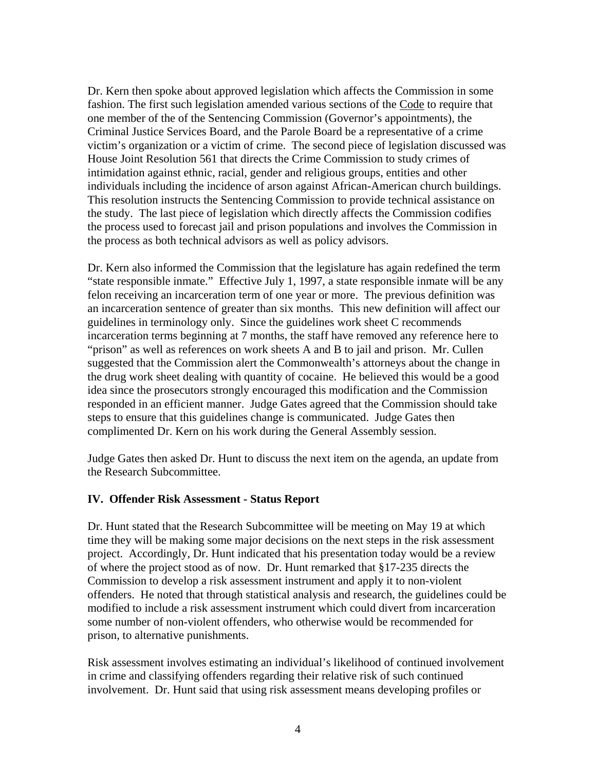Dr. Kern then spoke about approved legislation which affects the Commission in some fashion. The first such legislation amended various sections of the Code to require that one member of the of the Sentencing Commission (Governor's appointments), the Criminal Justice Services Board, and the Parole Board be a representative of a crime victim's organization or a victim of crime. The second piece of legislation discussed was House Joint Resolution 561 that directs the Crime Commission to study crimes of intimidation against ethnic, racial, gender and religious groups, entities and other individuals including the incidence of arson against African-American church buildings. This resolution instructs the Sentencing Commission to provide technical assistance on the study. The last piece of legislation which directly affects the Commission codifies the process used to forecast jail and prison populations and involves the Commission in the process as both technical advisors as well as policy advisors.

Dr. Kern also informed the Commission that the legislature has again redefined the term "state responsible inmate." Effective July 1, 1997, a state responsible inmate will be any felon receiving an incarceration term of one year or more. The previous definition was an incarceration sentence of greater than six months. This new definition will affect our guidelines in terminology only. Since the guidelines work sheet C recommends incarceration terms beginning at 7 months, the staff have removed any reference here to "prison" as well as references on work sheets A and B to jail and prison. Mr. Cullen suggested that the Commission alert the Commonwealth's attorneys about the change in the drug work sheet dealing with quantity of cocaine. He believed this would be a good idea since the prosecutors strongly encouraged this modification and the Commission responded in an efficient manner. Judge Gates agreed that the Commission should take steps to ensure that this guidelines change is communicated. Judge Gates then complimented Dr. Kern on his work during the General Assembly session.

Judge Gates then asked Dr. Hunt to discuss the next item on the agenda, an update from the Research Subcommittee.

**IV. Offender Risk Assessment - Status Report**

Dr. Hunt stated that the Research Subcommittee will be meeting on May 19 at which time they will be making some major decisions on the next steps in the risk assessment project. Accordingly, Dr. Hunt indicated that his presentation today would be a review of where the project stood as of now. Dr. Hunt remarked that §17-235 directs the Commission to develop a risk assessment instrument and apply it to non-violent offenders. He noted that through statistical analysis and research, the guidelines could be modified to include a risk assessment instrument which could divert from incarceration some number of non-violent offenders, who otherwise would be recommended for prison, to alternative punishments.

Risk assessment involves estimating an individual's likelihood of continued involvement in crime and classifying offenders regarding their relative risk of such continued involvement. Dr. Hunt said that using risk assessment means developing profiles or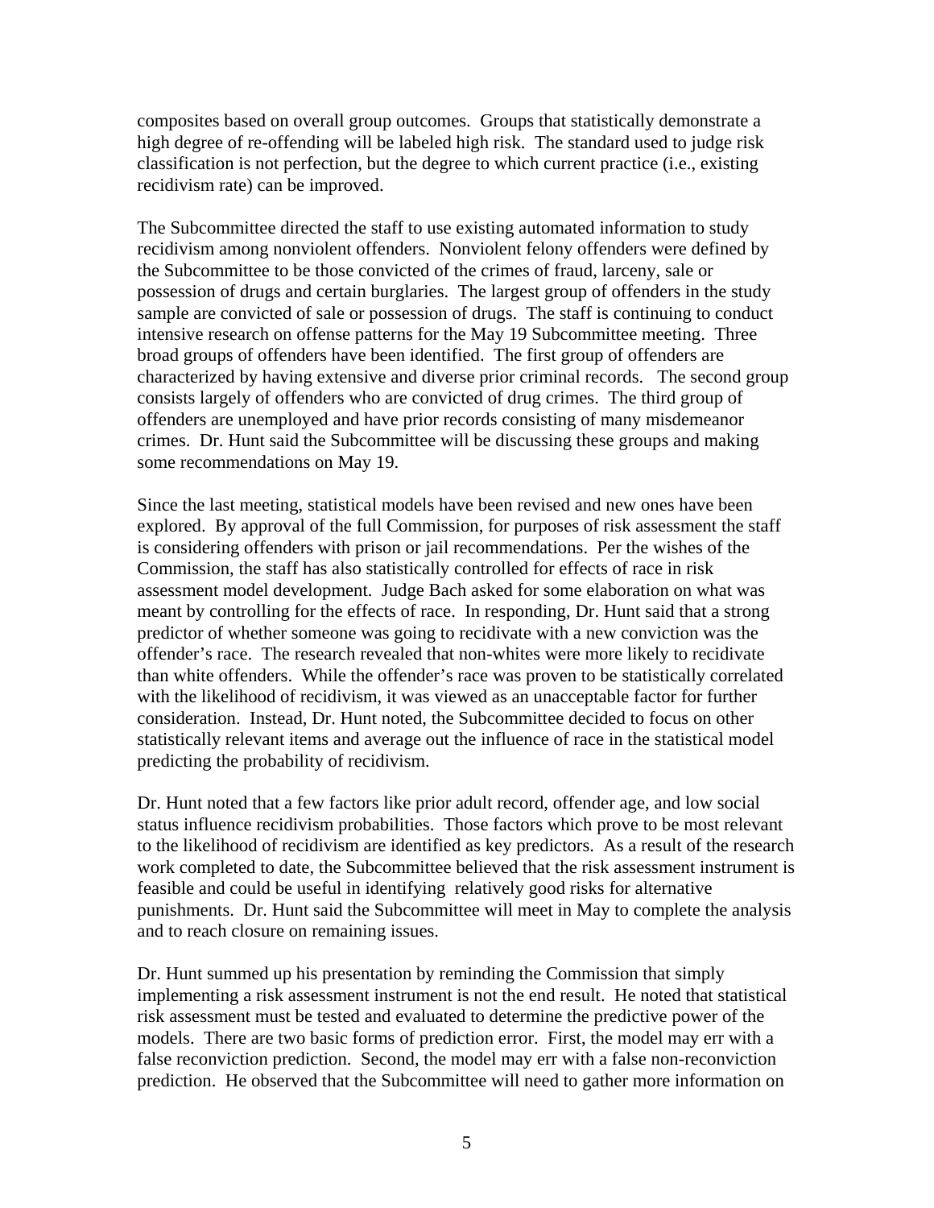composites based on overall group outcomes. Groups that statistically demonstrate a high degree of re-offending will be labeled high risk. The standard used to judge risk classification is not perfection, but the degree to which current practice (i.e., existing recidivism rate) can be improved.

The Subcommittee directed the staff to use existing automated information to study recidivism among nonviolent offenders. Nonviolent felony offenders were defined by the Subcommittee to be those convicted of the crimes of fraud, larceny, sale or possession of drugs and certain burglaries. The largest group of offenders in the study sample are convicted of sale or possession of drugs. The staff is continuing to conduct intensive research on offense patterns for the May 19 Subcommittee meeting. Three broad groups of offenders have been identified. The first group of offenders are characterized by having extensive and diverse prior criminal records. The second group consists largely of offenders who are convicted of drug crimes. The third group of offenders are unemployed and have prior records consisting of many misdemeanor crimes. Dr. Hunt said the Subcommittee will be discussing these groups and making some recommendations on May 19.

Since the last meeting, statistical models have been revised and new ones have been explored. By approval of the full Commission, for purposes of risk assessment the staff is considering offenders with prison or jail recommendations. Per the wishes of the Commission, the staff has also statistically controlled for effects of race in risk assessment model development. Judge Bach asked for some elaboration on what was meant by controlling for the effects of race. In responding, Dr. Hunt said that a strong predictor of whether someone was going to recidivate with a new conviction was the offender's race. The research revealed that non-whites were more likely to recidivate than white offenders. While the offender's race was proven to be statistically correlated with the likelihood of recidivism, it was viewed as an unacceptable factor for further consideration. Instead, Dr. Hunt noted, the Subcommittee decided to focus on other statistically relevant items and average out the influence of race in the statistical model predicting the probability of recidivism.

Dr. Hunt noted that a few factors like prior adult record, offender age, and low social status influence recidivism probabilities. Those factors which prove to be most relevant to the likelihood of recidivism are identified as key predictors. As a result of the research work completed to date, the Subcommittee believed that the risk assessment instrument is feasible and could be useful in identifying relatively good risks for alternative punishments. Dr. Hunt said the Subcommittee will meet in May to complete the analysis and to reach closure on remaining issues.

Dr. Hunt summed up his presentation by reminding the Commission that simply implementing a risk assessment instrument is not the end result. He noted that statistical risk assessment must be tested and evaluated to determine the predictive power of the models. There are two basic forms of prediction error. First, the model may err with a false reconviction prediction. Second, the model may err with a false non-reconviction prediction. He observed that the Subcommittee will need to gather more information on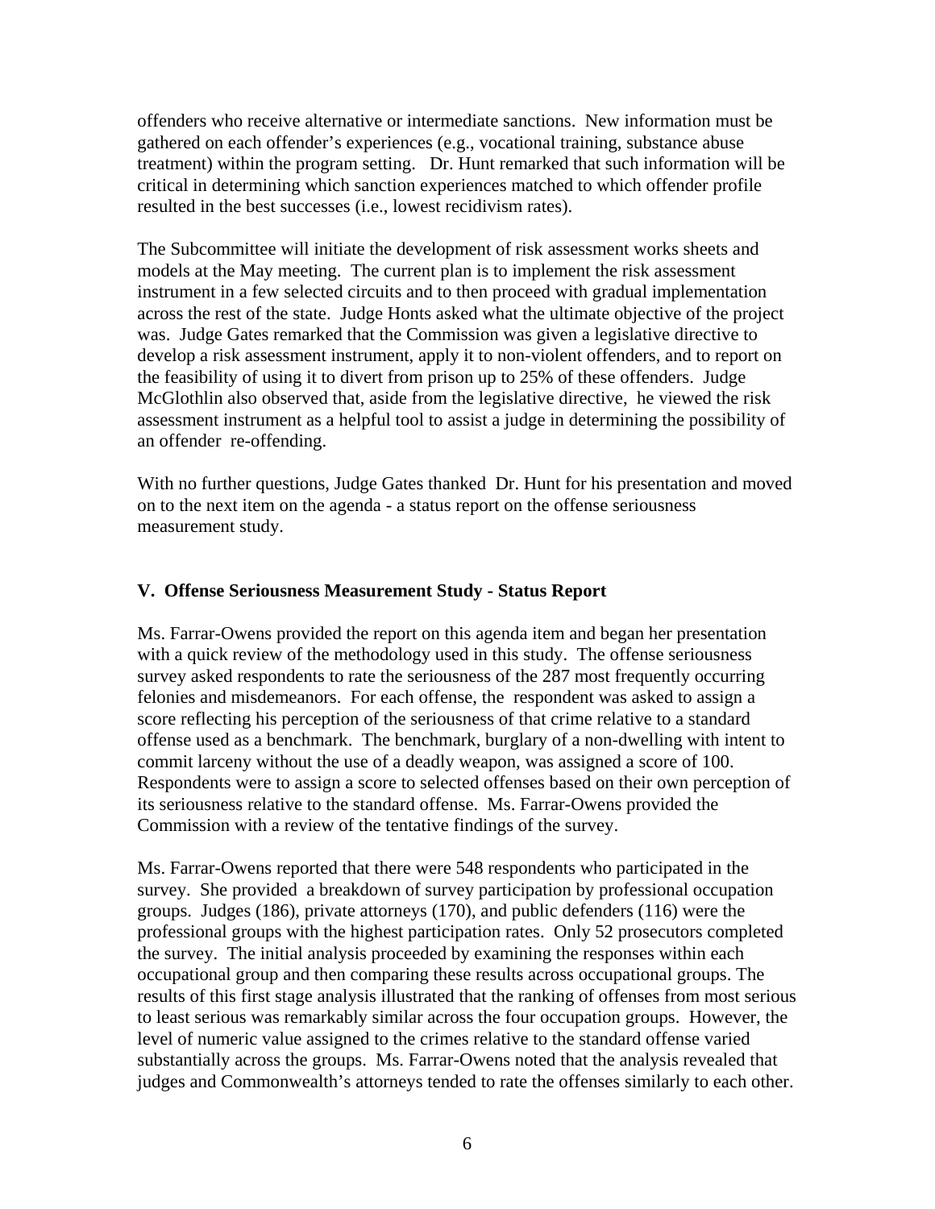offenders who receive alternative or intermediate sanctions. New information must be gathered on each offender's experiences (e.g., vocational training, substance abuse treatment) within the program setting. Dr. Hunt remarked that such information will be critical in determining which sanction experiences matched to which offender profile resulted in the best successes (i.e., lowest recidivism rates).

The Subcommittee will initiate the development of risk assessment works sheets and models at the May meeting. The current plan is to implement the risk assessment instrument in a few selected circuits and to then proceed with gradual implementation across the rest of the state. Judge Honts asked what the ultimate objective of the project was. Judge Gates remarked that the Commission was given a legislative directive to develop a risk assessment instrument, apply it to non-violent offenders, and to report on the feasibility of using it to divert from prison up to 25% of these offenders. Judge McGlothlin also observed that, aside from the legislative directive, he viewed the risk assessment instrument as a helpful tool to assist a judge in determining the possibility of an offender re-offending.

With no further questions, Judge Gates thanked Dr. Hunt for his presentation and moved on to the next item on the agenda - a status report on the offense seriousness measurement study.

### V. Offense Seriousness Measurement Study - Status Report

Ms. Farrar-Owens provided the report on this agenda item and began her presentation with a quick review of the methodology used in this study. The offense seriousness survey asked respondents to rate the seriousness of the 287 most frequently occurring felonies and misdemeanors. For each offense, the respondent was asked to assign a score reflecting his perception of the seriousness of that crime relative to a standard offense used as a benchmark. The benchmark, burglary of a non-dwelling with intent to commit larceny without the use of a deadly weapon, was assigned a score of 100. Respondents were to assign a score to selected offenses based on their own perception of its seriousness relative to the standard offense. Ms. Farrar-Owens provided the Commission with a review of the tentative findings of the survey.

Ms. Farrar-Owens reported that there were 548 respondents who participated in the survey. She provided a breakdown of survey participation by professional occupation groups. Judges (186), private attorneys (170), and public defenders (116) were the professional groups with the highest participation rates. Only 52 prosecutors completed the survey. The initial analysis proceeded by examining the responses within each occupational group and then comparing these results across occupational groups. The results of this first stage analysis illustrated that the ranking of offenses from most serious to least serious was remarkably similar across the four occupation groups. However, the level of numeric value assigned to the crimes relative to the standard offense varied substantially across the groups. Ms. Farrar-Owens noted that the analysis revealed that judges and Commonwealth's attorneys tended to rate the offenses similarly to each other.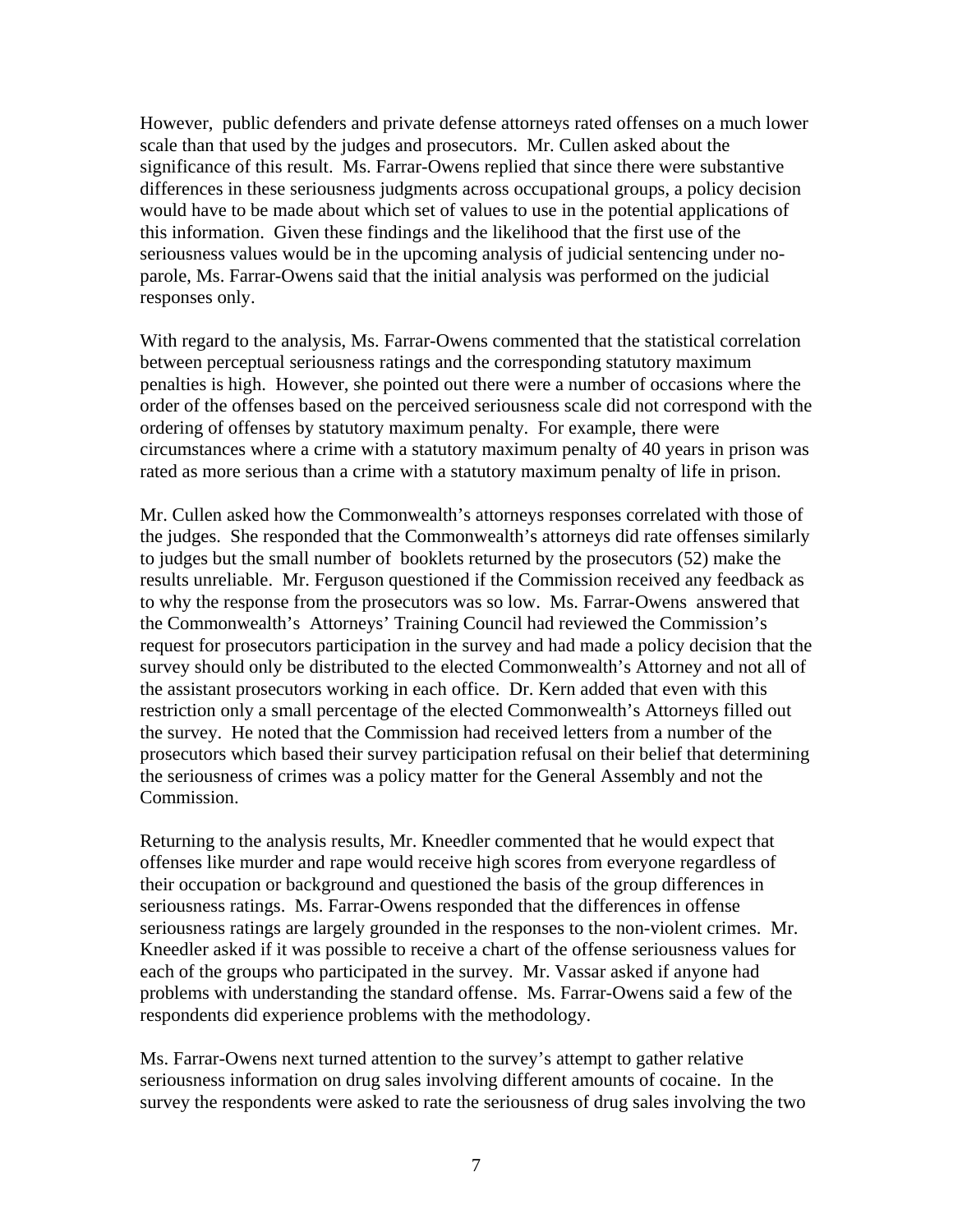However, public defenders and private defense attorneys rated offenses on a much lower scale than that used by the judges and prosecutors. Mr. Cullen asked about the significance of this result. Ms. Farrar-Owens replied that since there were substantive differences in these seriousness judgments across occupational groups, a policy decision would have to be made about which set of values to use in the potential applications of this information. Given these findings and the likelihood that the first use of the seriousness values would be in the upcoming analysis of judicial sentencing under no-parole, Ms. Farrar-Owens said that the initial analysis was performed on the judicial responses only.

With regard to the analysis, Ms. Farrar-Owens commented that the statistical correlation between perceptual seriousness ratings and the corresponding statutory maximum penalties is high. However, she pointed out there were a number of occasions where the order of the offenses based on the perceived seriousness scale did not correspond with the ordering of offenses by statutory maximum penalty. For example, there were circumstances where a crime with a statutory maximum penalty of 40 years in prison was rated as more serious than a crime with a statutory maximum penalty of life in prison.

Mr. Cullen asked how the Commonwealth's attorneys responses correlated with those of the judges. She responded that the Commonwealth's attorneys did rate offenses similarly to judges but the small number of booklets returned by the prosecutors (52) make the results unreliable. Mr. Ferguson questioned if the Commission received any feedback as to why the response from the prosecutors was so low. Ms. Farrar-Owens answered that the Commonwealth's Attorneys' Training Council had reviewed the Commission's request for prosecutors participation in the survey and had made a policy decision that the survey should only be distributed to the elected Commonwealth's Attorney and not all of the assistant prosecutors working in each office. Dr. Kern added that even with this restriction only a small percentage of the elected Commonwealth's Attorneys filled out the survey. He noted that the Commission had received letters from a number of the prosecutors which based their survey participation refusal on their belief that determining the seriousness of crimes was a policy matter for the General Assembly and not the Commission.

Returning to the analysis results, Mr. Kneedler commented that he would expect that offenses like murder and rape would receive high scores from everyone regardless of their occupation or background and questioned the basis of the group differences in seriousness ratings. Ms. Farrar-Owens responded that the differences in offense seriousness ratings are largely grounded in the responses to the non-violent crimes. Mr. Kneedler asked if it was possible to receive a chart of the offense seriousness values for each of the groups who participated in the survey. Mr. Vassar asked if anyone had problems with understanding the standard offense. Ms. Farrar-Owens said a few of the respondents did experience problems with the methodology.

Ms. Farrar-Owens next turned attention to the survey's attempt to gather relative seriousness information on drug sales involving different amounts of cocaine. In the survey the respondents were asked to rate the seriousness of drug sales involving the two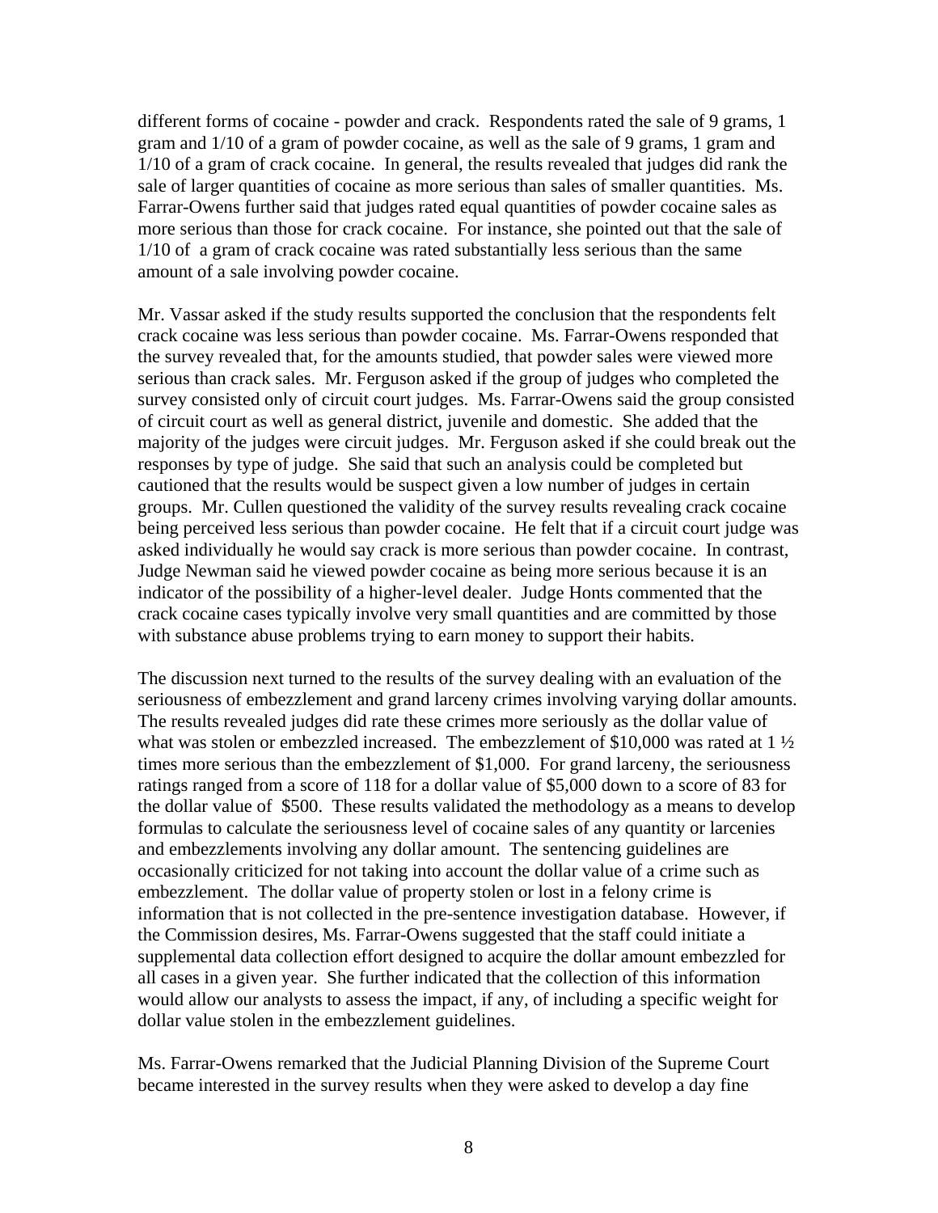different forms of cocaine - powder and crack. Respondents rated the sale of 9 grams, 1 gram and 1/10 of a gram of powder cocaine, as well as the sale of 9 grams, 1 gram and 1/10 of a gram of crack cocaine. In general, the results revealed that judges did rank the sale of larger quantities of cocaine as more serious than sales of smaller quantities. Ms. Farrar-Owens further said that judges rated equal quantities of powder cocaine sales as more serious than those for crack cocaine. For instance, she pointed out that the sale of 1/10 of a gram of crack cocaine was rated substantially less serious than the same amount of a sale involving powder cocaine.

Mr. Vassar asked if the study results supported the conclusion that the respondents felt crack cocaine was less serious than powder cocaine. Ms. Farrar-Owens responded that the survey revealed that, for the amounts studied, that powder sales were viewed more serious than crack sales. Mr. Ferguson asked if the group of judges who completed the survey consisted only of circuit court judges. Ms. Farrar-Owens said the group consisted of circuit court as well as general district, juvenile and domestic. She added that the majority of the judges were circuit judges. Mr. Ferguson asked if she could break out the responses by type of judge. She said that such an analysis could be completed but cautioned that the results would be suspect given a low number of judges in certain groups. Mr. Cullen questioned the validity of the survey results revealing crack cocaine being perceived less serious than powder cocaine. He felt that if a circuit court judge was asked individually he would say crack is more serious than powder cocaine. In contrast, Judge Newman said he viewed powder cocaine as being more serious because it is an indicator of the possibility of a higher-level dealer. Judge Honts commented that the crack cocaine cases typically involve very small quantities and are committed by those with substance abuse problems trying to earn money to support their habits.

The discussion next turned to the results of the survey dealing with an evaluation of the seriousness of embezzlement and grand larceny crimes involving varying dollar amounts. The results revealed judges did rate these crimes more seriously as the dollar value of what was stolen or embezzled increased. The embezzlement of $10,000 was rated at 1 ½ times more serious than the embezzlement of $1,000. For grand larceny, the seriousness ratings ranged from a score of 118 for a dollar value of $5,000 down to a score of 83 for the dollar value of $500. These results validated the methodology as a means to develop formulas to calculate the seriousness level of cocaine sales of any quantity or larcenies and embezzlements involving any dollar amount. The sentencing guidelines are occasionally criticized for not taking into account the dollar value of a crime such as embezzlement. The dollar value of property stolen or lost in a felony crime is information that is not collected in the pre-sentence investigation database. However, if the Commission desires, Ms. Farrar-Owens suggested that the staff could initiate a supplemental data collection effort designed to acquire the dollar amount embezzled for all cases in a given year. She further indicated that the collection of this information would allow our analysts to assess the impact, if any, of including a specific weight for dollar value stolen in the embezzlement guidelines.

Ms. Farrar-Owens remarked that the Judicial Planning Division of the Supreme Court became interested in the survey results when they were asked to develop a day fine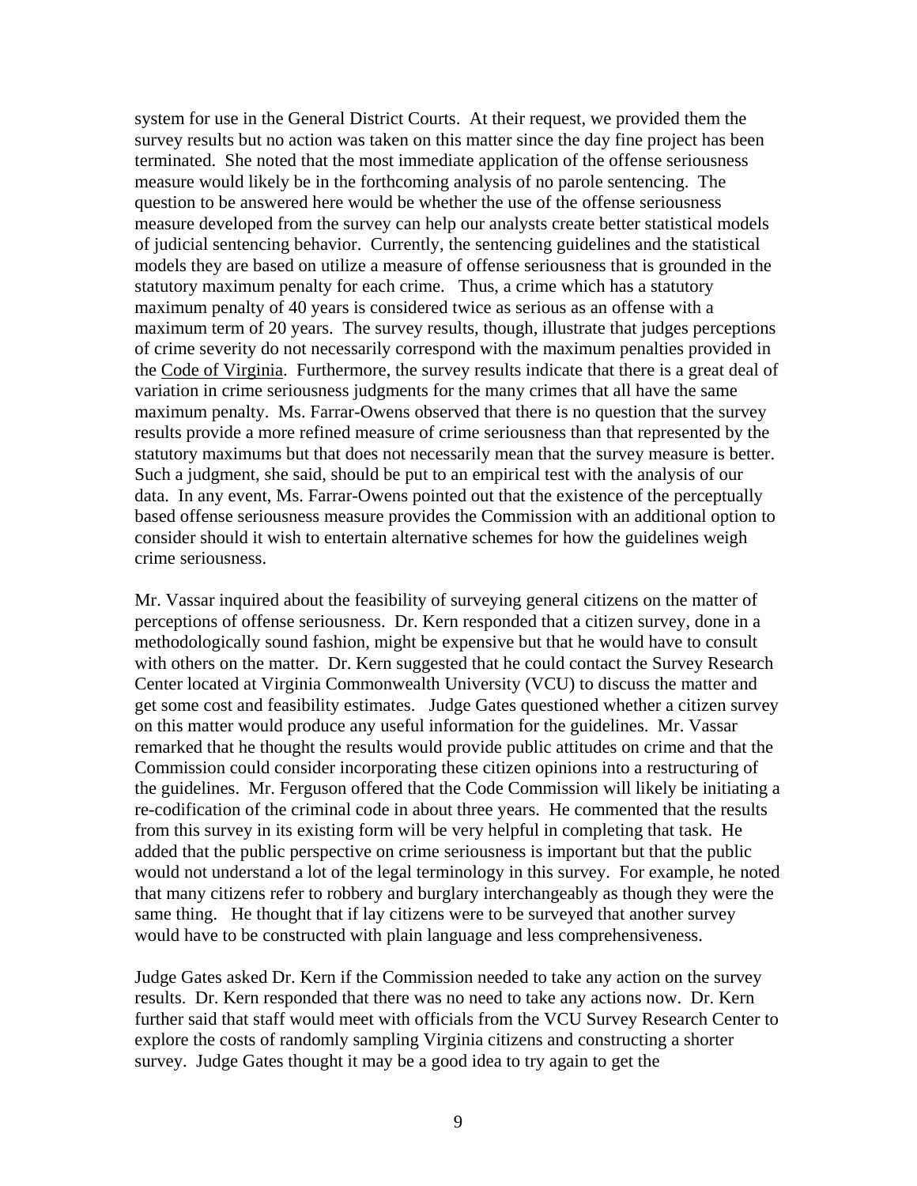system for use in the General District Courts. At their request, we provided them the survey results but no action was taken on this matter since the day fine project has been terminated. She noted that the most immediate application of the offense seriousness measure would likely be in the forthcoming analysis of no parole sentencing. The question to be answered here would be whether the use of the offense seriousness measure developed from the survey can help our analysts create better statistical models of judicial sentencing behavior. Currently, the sentencing guidelines and the statistical models they are based on utilize a measure of offense seriousness that is grounded in the statutory maximum penalty for each crime. Thus, a crime which has a statutory maximum penalty of 40 years is considered twice as serious as an offense with a maximum term of 20 years. The survey results, though, illustrate that judges perceptions of crime severity do not necessarily correspond with the maximum penalties provided in the Code of Virginia. Furthermore, the survey results indicate that there is a great deal of variation in crime seriousness judgments for the many crimes that all have the same maximum penalty. Ms. Farrar-Owens observed that there is no question that the survey results provide a more refined measure of crime seriousness than that represented by the statutory maximums but that does not necessarily mean that the survey measure is better. Such a judgment, she said, should be put to an empirical test with the analysis of our data. In any event, Ms. Farrar-Owens pointed out that the existence of the perceptually based offense seriousness measure provides the Commission with an additional option to consider should it wish to entertain alternative schemes for how the guidelines weigh crime seriousness.

Mr. Vassar inquired about the feasibility of surveying general citizens on the matter of perceptions of offense seriousness. Dr. Kern responded that a citizen survey, done in a methodologically sound fashion, might be expensive but that he would have to consult with others on the matter. Dr. Kern suggested that he could contact the Survey Research Center located at Virginia Commonwealth University (VCU) to discuss the matter and get some cost and feasibility estimates. Judge Gates questioned whether a citizen survey on this matter would produce any useful information for the guidelines. Mr. Vassar remarked that he thought the results would provide public attitudes on crime and that the Commission could consider incorporating these citizen opinions into a restructuring of the guidelines. Mr. Ferguson offered that the Code Commission will likely be initiating a re-codification of the criminal code in about three years. He commented that the results from this survey in its existing form will be very helpful in completing that task. He added that the public perspective on crime seriousness is important but that the public would not understand a lot of the legal terminology in this survey. For example, he noted that many citizens refer to robbery and burglary interchangeably as though they were the same thing. He thought that if lay citizens were to be surveyed that another survey would have to be constructed with plain language and less comprehensiveness.

Judge Gates asked Dr. Kern if the Commission needed to take any action on the survey results. Dr. Kern responded that there was no need to take any actions now. Dr. Kern further said that staff would meet with officials from the VCU Survey Research Center to explore the costs of randomly sampling Virginia citizens and constructing a shorter survey. Judge Gates thought it may be a good idea to try again to get the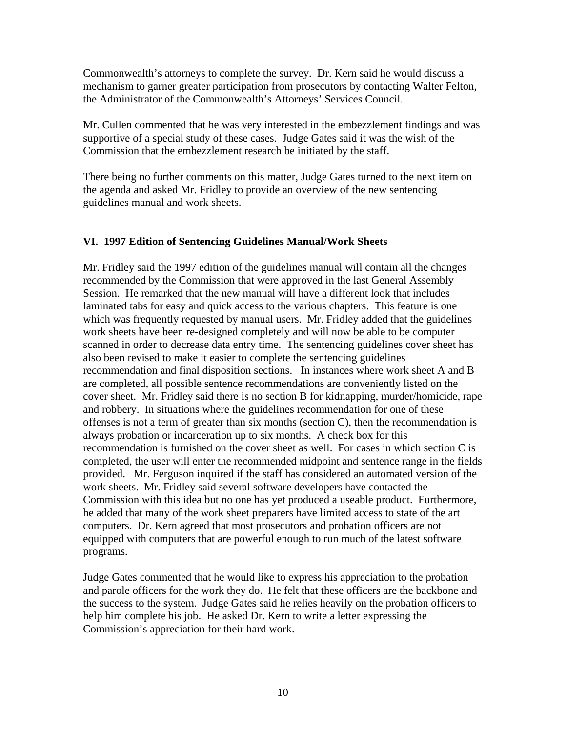Commonwealth's attorneys to complete the survey. Dr. Kern said he would discuss a mechanism to garner greater participation from prosecutors by contacting Walter Felton, the Administrator of the Commonwealth's Attorneys' Services Council.

Mr. Cullen commented that he was very interested in the embezzlement findings and was supportive of a special study of these cases. Judge Gates said it was the wish of the Commission that the embezzlement research be initiated by the staff.

There being no further comments on this matter, Judge Gates turned to the next item on the agenda and asked Mr. Fridley to provide an overview of the new sentencing guidelines manual and work sheets.

## VI. 1997 Edition of Sentencing Guidelines Manual/Work Sheets

Mr. Fridley said the 1997 edition of the guidelines manual will contain all the changes recommended by the Commission that were approved in the last General Assembly Session. He remarked that the new manual will have a different look that includes laminated tabs for easy and quick access to the various chapters. This feature is one which was frequently requested by manual users. Mr. Fridley added that the guidelines work sheets have been re-designed completely and will now be able to be computer scanned in order to decrease data entry time. The sentencing guidelines cover sheet has also been revised to make it easier to complete the sentencing guidelines recommendation and final disposition sections. In instances where work sheet A and B are completed, all possible sentence recommendations are conveniently listed on the cover sheet. Mr. Fridley said there is no section B for kidnapping, murder/homicide, rape and robbery. In situations where the guidelines recommendation for one of these offenses is not a term of greater than six months (section C), then the recommendation is always probation or incarceration up to six months. A check box for this recommendation is furnished on the cover sheet as well. For cases in which section C is completed, the user will enter the recommended midpoint and sentence range in the fields provided. Mr. Ferguson inquired if the staff has considered an automated version of the work sheets. Mr. Fridley said several software developers have contacted the Commission with this idea but no one has yet produced a useable product. Furthermore, he added that many of the work sheet preparers have limited access to state of the art computers. Dr. Kern agreed that most prosecutors and probation officers are not equipped with computers that are powerful enough to run much of the latest software programs.

Judge Gates commented that he would like to express his appreciation to the probation and parole officers for the work they do. He felt that these officers are the backbone and the success to the system. Judge Gates said he relies heavily on the probation officers to help him complete his job. He asked Dr. Kern to write a letter expressing the Commission's appreciation for their hard work.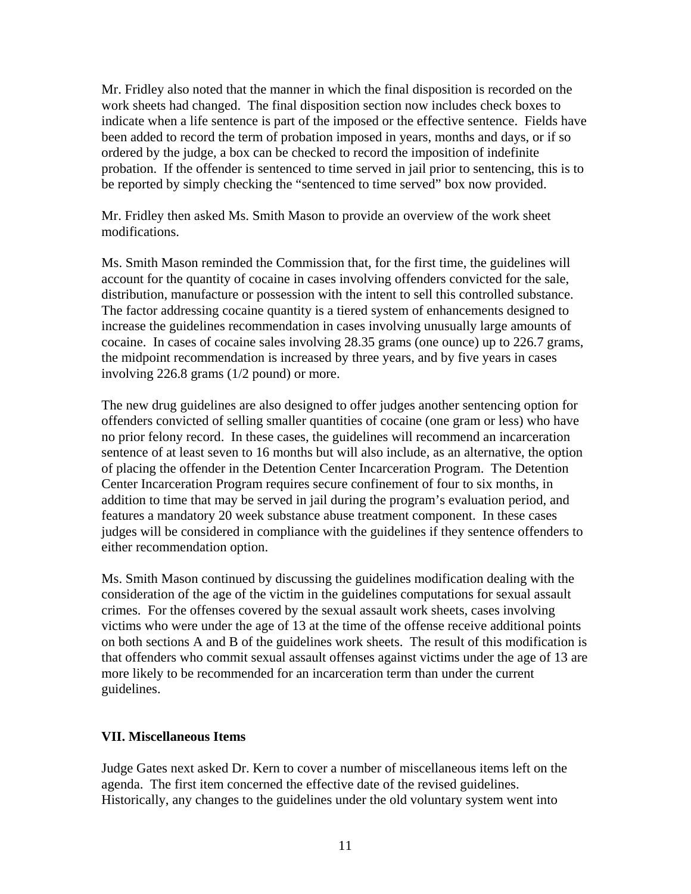Mr. Fridley also noted that the manner in which the final disposition is recorded on the work sheets had changed. The final disposition section now includes check boxes to indicate when a life sentence is part of the imposed or the effective sentence. Fields have been added to record the term of probation imposed in years, months and days, or if so ordered by the judge, a box can be checked to record the imposition of indefinite probation. If the offender is sentenced to time served in jail prior to sentencing, this is to be reported by simply checking the "sentenced to time served" box now provided.

Mr. Fridley then asked Ms. Smith Mason to provide an overview of the work sheet modifications.

Ms. Smith Mason reminded the Commission that, for the first time, the guidelines will account for the quantity of cocaine in cases involving offenders convicted for the sale, distribution, manufacture or possession with the intent to sell this controlled substance. The factor addressing cocaine quantity is a tiered system of enhancements designed to increase the guidelines recommendation in cases involving unusually large amounts of cocaine. In cases of cocaine sales involving 28.35 grams (one ounce) up to 226.7 grams, the midpoint recommendation is increased by three years, and by five years in cases involving 226.8 grams (1/2 pound) or more.

The new drug guidelines are also designed to offer judges another sentencing option for offenders convicted of selling smaller quantities of cocaine (one gram or less) who have no prior felony record. In these cases, the guidelines will recommend an incarceration sentence of at least seven to 16 months but will also include, as an alternative, the option of placing the offender in the Detention Center Incarceration Program. The Detention Center Incarceration Program requires secure confinement of four to six months, in addition to time that may be served in jail during the program's evaluation period, and features a mandatory 20 week substance abuse treatment component. In these cases judges will be considered in compliance with the guidelines if they sentence offenders to either recommendation option.

Ms. Smith Mason continued by discussing the guidelines modification dealing with the consideration of the age of the victim in the guidelines computations for sexual assault crimes. For the offenses covered by the sexual assault work sheets, cases involving victims who were under the age of 13 at the time of the offense receive additional points on both sections A and B of the guidelines work sheets. The result of this modification is that offenders who commit sexual assault offenses against victims under the age of 13 are more likely to be recommended for an incarceration term than under the current guidelines.

**VII. Miscellaneous Items**

Judge Gates next asked Dr. Kern to cover a number of miscellaneous items left on the agenda. The first item concerned the effective date of the revised guidelines. Historically, any changes to the guidelines under the old voluntary system went into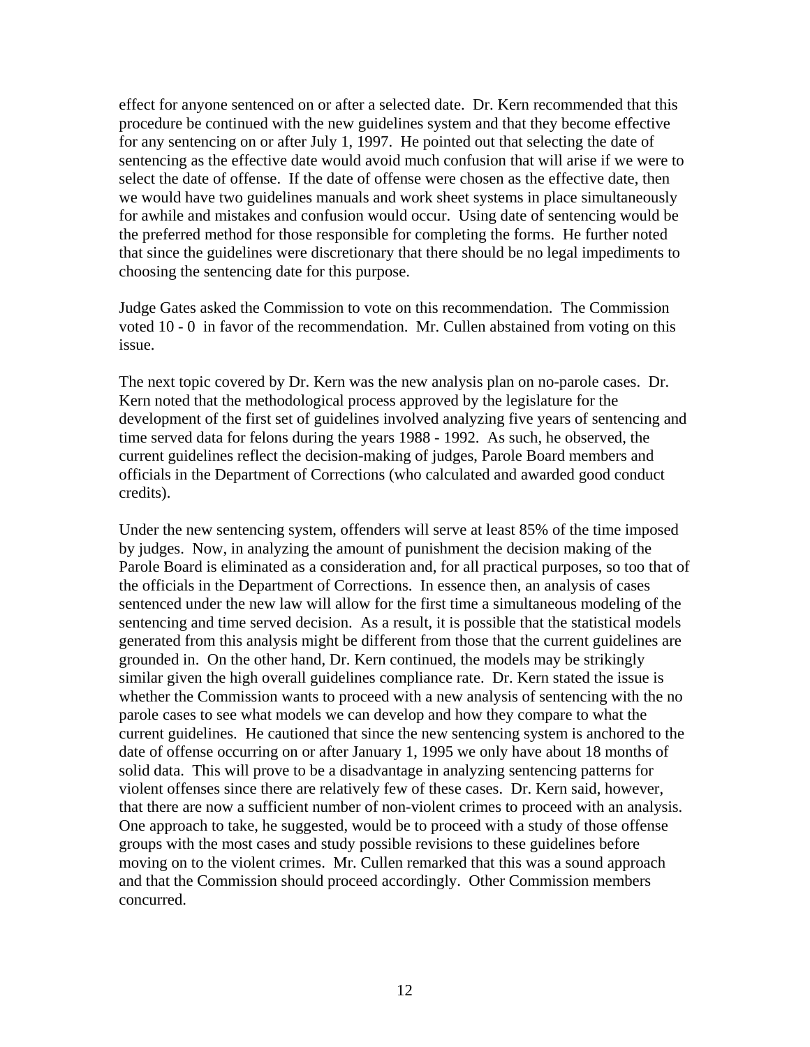effect for anyone sentenced on or after a selected date. Dr. Kern recommended that this procedure be continued with the new guidelines system and that they become effective for any sentencing on or after July 1, 1997. He pointed out that selecting the date of sentencing as the effective date would avoid much confusion that will arise if we were to select the date of offense. If the date of offense were chosen as the effective date, then we would have two guidelines manuals and work sheet systems in place simultaneously for awhile and mistakes and confusion would occur. Using date of sentencing would be the preferred method for those responsible for completing the forms. He further noted that since the guidelines were discretionary that there should be no legal impediments to choosing the sentencing date for this purpose.

Judge Gates asked the Commission to vote on this recommendation. The Commission voted 10 - 0 in favor of the recommendation. Mr. Cullen abstained from voting on this issue.

The next topic covered by Dr. Kern was the new analysis plan on no-parole cases. Dr. Kern noted that the methodological process approved by the legislature for the development of the first set of guidelines involved analyzing five years of sentencing and time served data for felons during the years 1988 - 1992. As such, he observed, the current guidelines reflect the decision-making of judges, Parole Board members and officials in the Department of Corrections (who calculated and awarded good conduct credits).

Under the new sentencing system, offenders will serve at least 85% of the time imposed by judges. Now, in analyzing the amount of punishment the decision making of the Parole Board is eliminated as a consideration and, for all practical purposes, so too that of the officials in the Department of Corrections. In essence then, an analysis of cases sentenced under the new law will allow for the first time a simultaneous modeling of the sentencing and time served decision. As a result, it is possible that the statistical models generated from this analysis might be different from those that the current guidelines are grounded in. On the other hand, Dr. Kern continued, the models may be strikingly similar given the high overall guidelines compliance rate. Dr. Kern stated the issue is whether the Commission wants to proceed with a new analysis of sentencing with the no parole cases to see what models we can develop and how they compare to what the current guidelines. He cautioned that since the new sentencing system is anchored to the date of offense occurring on or after January 1, 1995 we only have about 18 months of solid data. This will prove to be a disadvantage in analyzing sentencing patterns for violent offenses since there are relatively few of these cases. Dr. Kern said, however, that there are now a sufficient number of non-violent crimes to proceed with an analysis. One approach to take, he suggested, would be to proceed with a study of those offense groups with the most cases and study possible revisions to these guidelines before moving on to the violent crimes. Mr. Cullen remarked that this was a sound approach and that the Commission should proceed accordingly. Other Commission members concurred.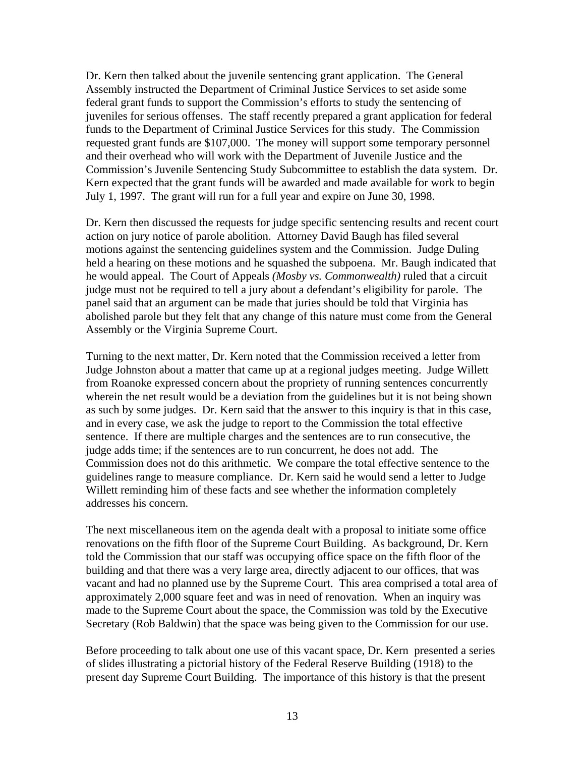Dr. Kern then talked about the juvenile sentencing grant application. The General Assembly instructed the Department of Criminal Justice Services to set aside some federal grant funds to support the Commission's efforts to study the sentencing of juveniles for serious offenses. The staff recently prepared a grant application for federal funds to the Department of Criminal Justice Services for this study. The Commission requested grant funds are $107,000. The money will support some temporary personnel and their overhead who will work with the Department of Juvenile Justice and the Commission's Juvenile Sentencing Study Subcommittee to establish the data system. Dr. Kern expected that the grant funds will be awarded and made available for work to begin July 1, 1997. The grant will run for a full year and expire on June 30, 1998.

Dr. Kern then discussed the requests for judge specific sentencing results and recent court action on jury notice of parole abolition. Attorney David Baugh has filed several motions against the sentencing guidelines system and the Commission. Judge Duling held a hearing on these motions and he squashed the subpoena. Mr. Baugh indicated that he would appeal. The Court of Appeals *(Mosby vs. Commonwealth)* ruled that a circuit judge must not be required to tell a jury about a defendant's eligibility for parole. The panel said that an argument can be made that juries should be told that Virginia has abolished parole but they felt that any change of this nature must come from the General Assembly or the Virginia Supreme Court.

Turning to the next matter, Dr. Kern noted that the Commission received a letter from Judge Johnston about a matter that came up at a regional judges meeting. Judge Willett from Roanoke expressed concern about the propriety of running sentences concurrently wherein the net result would be a deviation from the guidelines but it is not being shown as such by some judges. Dr. Kern said that the answer to this inquiry is that in this case, and in every case, we ask the judge to report to the Commission the total effective sentence. If there are multiple charges and the sentences are to run consecutive, the judge adds time; if the sentences are to run concurrent, he does not add. The Commission does not do this arithmetic. We compare the total effective sentence to the guidelines range to measure compliance. Dr. Kern said he would send a letter to Judge Willett reminding him of these facts and see whether the information completely addresses his concern.

The next miscellaneous item on the agenda dealt with a proposal to initiate some office renovations on the fifth floor of the Supreme Court Building. As background, Dr. Kern told the Commission that our staff was occupying office space on the fifth floor of the building and that there was a very large area, directly adjacent to our offices, that was vacant and had no planned use by the Supreme Court. This area comprised a total area of approximately 2,000 square feet and was in need of renovation. When an inquiry was made to the Supreme Court about the space, the Commission was told by the Executive Secretary (Rob Baldwin) that the space was being given to the Commission for our use.

Before proceeding to talk about one use of this vacant space, Dr. Kern presented a series of slides illustrating a pictorial history of the Federal Reserve Building (1918) to the present day Supreme Court Building. The importance of this history is that the present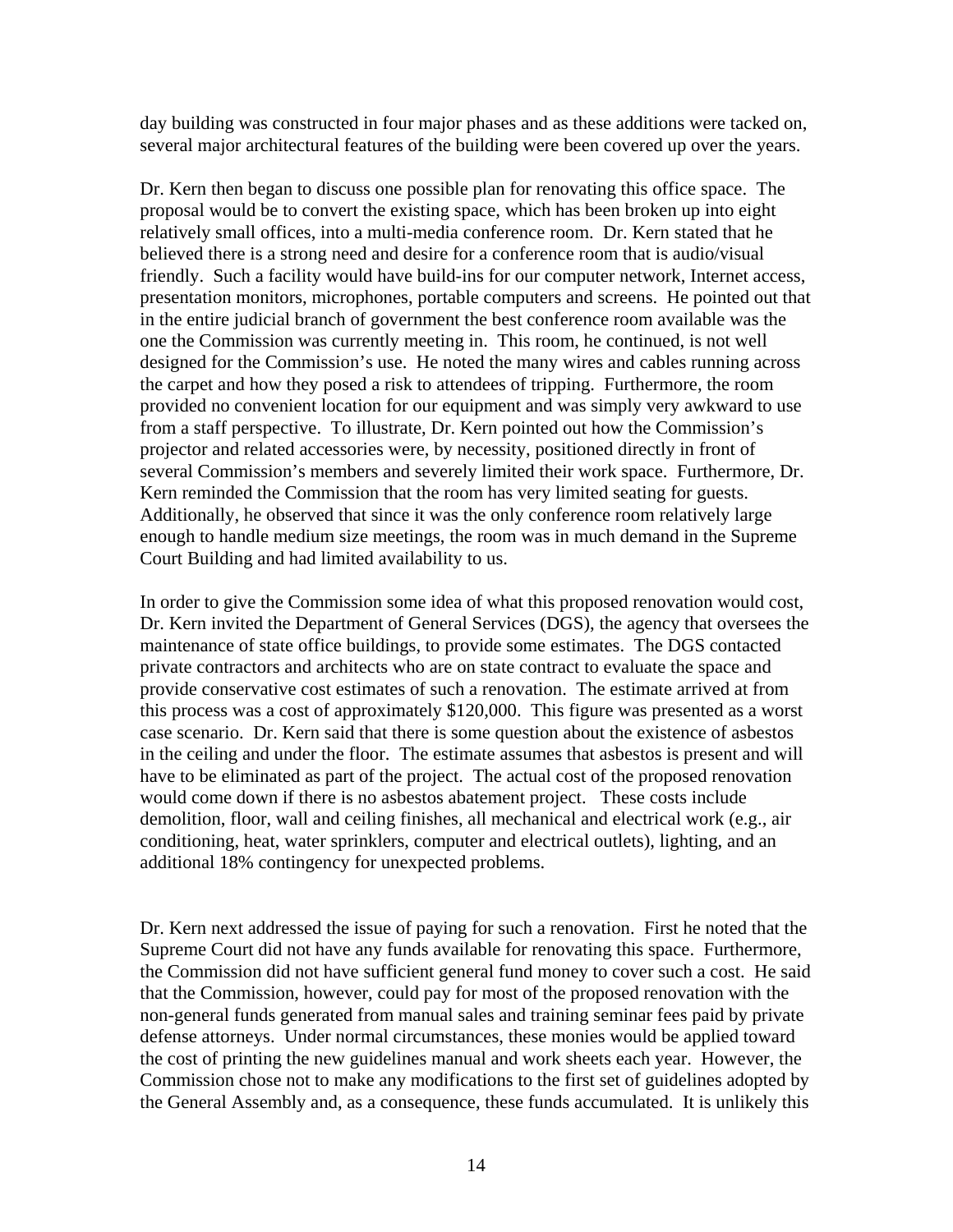day building was constructed in four major phases and as these additions were tacked on, several major architectural features of the building were been covered up over the years.

Dr. Kern then began to discuss one possible plan for renovating this office space. The proposal would be to convert the existing space, which has been broken up into eight relatively small offices, into a multi-media conference room. Dr. Kern stated that he believed there is a strong need and desire for a conference room that is audio/visual friendly. Such a facility would have build-ins for our computer network, Internet access, presentation monitors, microphones, portable computers and screens. He pointed out that in the entire judicial branch of government the best conference room available was the one the Commission was currently meeting in. This room, he continued, is not well designed for the Commission's use. He noted the many wires and cables running across the carpet and how they posed a risk to attendees of tripping. Furthermore, the room provided no convenient location for our equipment and was simply very awkward to use from a staff perspective. To illustrate, Dr. Kern pointed out how the Commission's projector and related accessories were, by necessity, positioned directly in front of several Commission's members and severely limited their work space. Furthermore, Dr. Kern reminded the Commission that the room has very limited seating for guests. Additionally, he observed that since it was the only conference room relatively large enough to handle medium size meetings, the room was in much demand in the Supreme Court Building and had limited availability to us.

In order to give the Commission some idea of what this proposed renovation would cost, Dr. Kern invited the Department of General Services (DGS), the agency that oversees the maintenance of state office buildings, to provide some estimates. The DGS contacted private contractors and architects who are on state contract to evaluate the space and provide conservative cost estimates of such a renovation. The estimate arrived at from this process was a cost of approximately $120,000. This figure was presented as a worst case scenario. Dr. Kern said that there is some question about the existence of asbestos in the ceiling and under the floor. The estimate assumes that asbestos is present and will have to be eliminated as part of the project. The actual cost of the proposed renovation would come down if there is no asbestos abatement project. These costs include demolition, floor, wall and ceiling finishes, all mechanical and electrical work (e.g., air conditioning, heat, water sprinklers, computer and electrical outlets), lighting, and an additional 18% contingency for unexpected problems.

Dr. Kern next addressed the issue of paying for such a renovation. First he noted that the Supreme Court did not have any funds available for renovating this space. Furthermore, the Commission did not have sufficient general fund money to cover such a cost. He said that the Commission, however, could pay for most of the proposed renovation with the non-general funds generated from manual sales and training seminar fees paid by private defense attorneys. Under normal circumstances, these monies would be applied toward the cost of printing the new guidelines manual and work sheets each year. However, the Commission chose not to make any modifications to the first set of guidelines adopted by the General Assembly and, as a consequence, these funds accumulated. It is unlikely this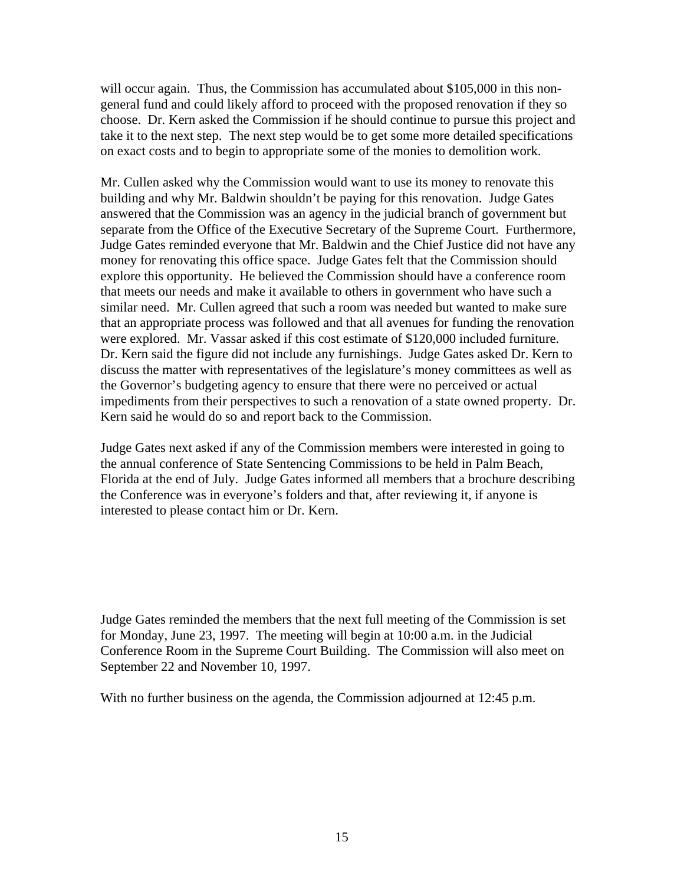will occur again. Thus, the Commission has accumulated about $105,000 in this non-general fund and could likely afford to proceed with the proposed renovation if they so choose. Dr. Kern asked the Commission if he should continue to pursue this project and take it to the next step. The next step would be to get some more detailed specifications on exact costs and to begin to appropriate some of the monies to demolition work.

Mr. Cullen asked why the Commission would want to use its money to renovate this building and why Mr. Baldwin shouldn't be paying for this renovation. Judge Gates answered that the Commission was an agency in the judicial branch of government but separate from the Office of the Executive Secretary of the Supreme Court. Furthermore, Judge Gates reminded everyone that Mr. Baldwin and the Chief Justice did not have any money for renovating this office space. Judge Gates felt that the Commission should explore this opportunity. He believed the Commission should have a conference room that meets our needs and make it available to others in government who have such a similar need. Mr. Cullen agreed that such a room was needed but wanted to make sure that an appropriate process was followed and that all avenues for funding the renovation were explored. Mr. Vassar asked if this cost estimate of $120,000 included furniture. Dr. Kern said the figure did not include any furnishings. Judge Gates asked Dr. Kern to discuss the matter with representatives of the legislature's money committees as well as the Governor's budgeting agency to ensure that there were no perceived or actual impediments from their perspectives to such a renovation of a state owned property. Dr. Kern said he would do so and report back to the Commission.

Judge Gates next asked if any of the Commission members were interested in going to the annual conference of State Sentencing Commissions to be held in Palm Beach, Florida at the end of July. Judge Gates informed all members that a brochure describing the Conference was in everyone's folders and that, after reviewing it, if anyone is interested to please contact him or Dr. Kern.

Judge Gates reminded the members that the next full meeting of the Commission is set for Monday, June 23, 1997. The meeting will begin at 10:00 a.m. in the Judicial Conference Room in the Supreme Court Building. The Commission will also meet on September 22 and November 10, 1997.

With no further business on the agenda, the Commission adjourned at 12:45 p.m.